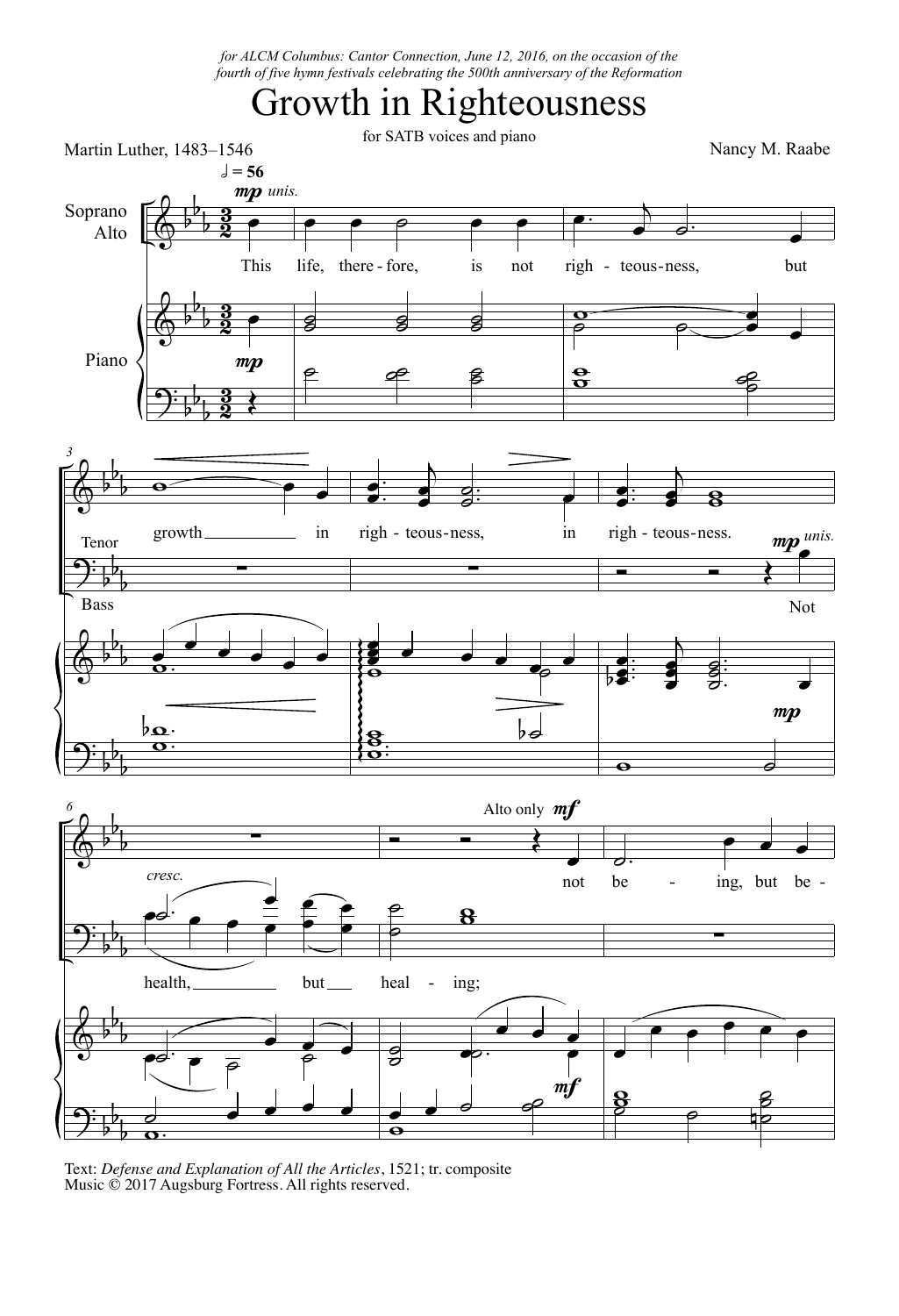*for ALCM Columbus: Cantor Connection, June 12, 2016, on the occasion of the fourth of five hymn festivals celebrating the 500th anniversary of the Reformation*

# Growth in Righteousness

for SATB voices and piano

Martin Luther, 1483–1546

Nancy M. Raabe

Text: *Defense and Explanation of All the Articles*, 1521; tr. composite
Music © 2017 Augsburg Fortress. All rights reserved.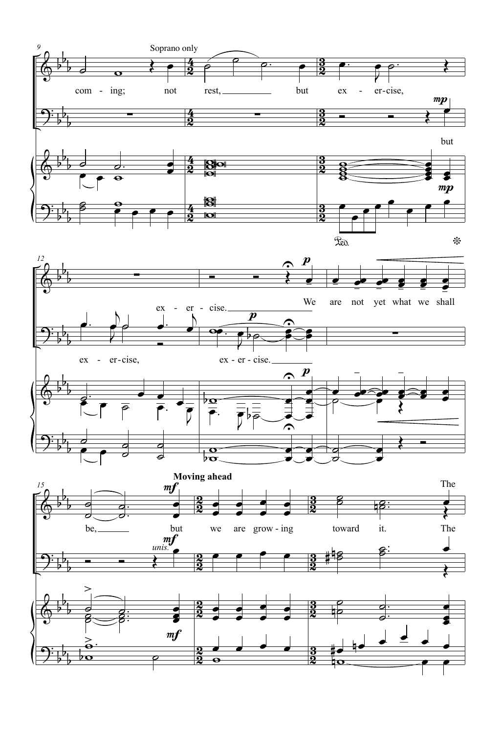Soprano only

com - ing; not rest, but ex - er-cise,

but

ex - er - cise.

We are not yet what we shall

ex - er-cise, ex - er - cise.

Moving ahead

be, but we are grow - ing toward it. The

*unis.*

The